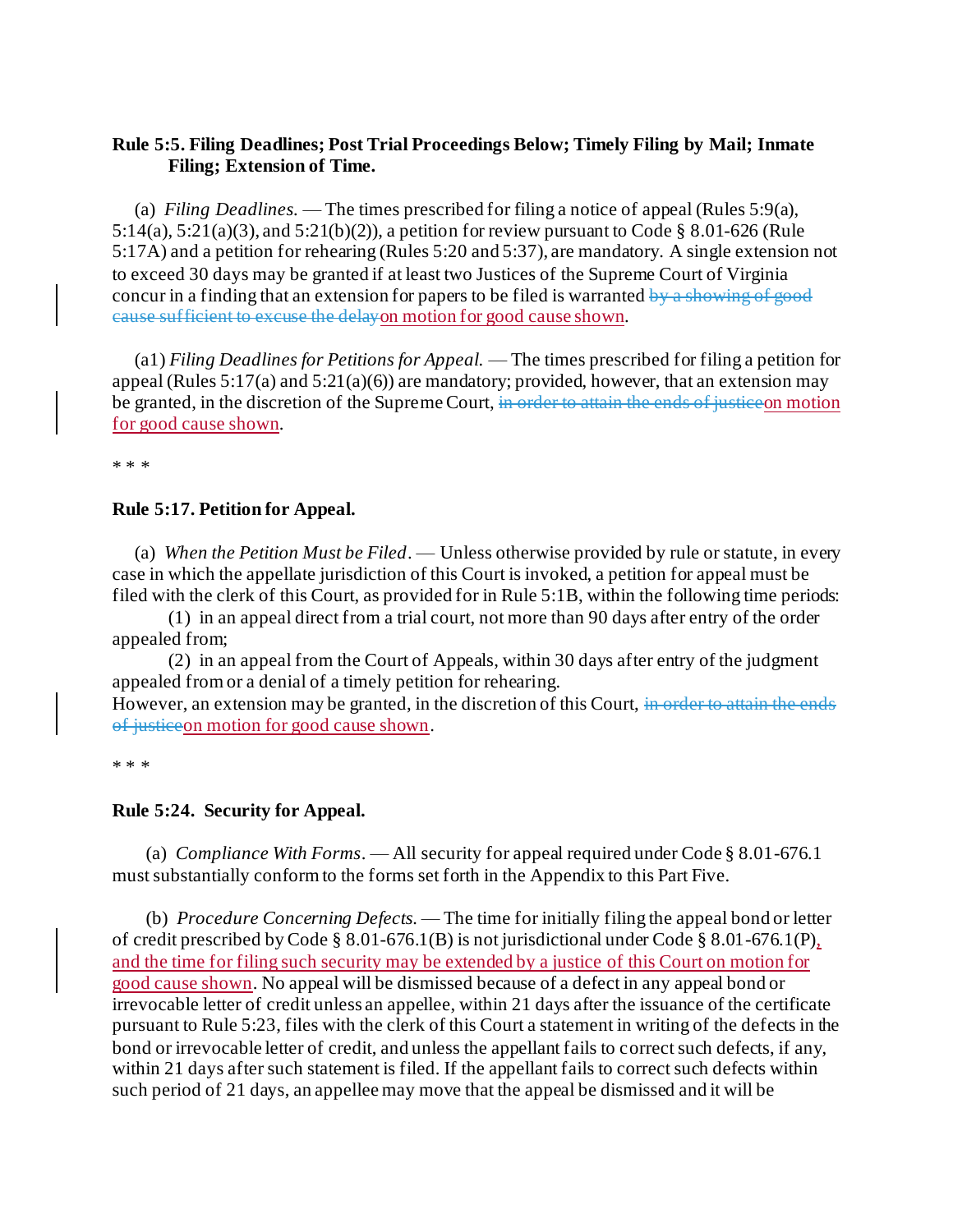**Rule 5:5. Filing Deadlines; Post Trial Proceedings Below; Timely Filing by Mail; Inmate Filing; Extension of Time.**

(a) *Filing Deadlines.* — The times prescribed for filing a notice of appeal (Rules 5:9(a), 5:14(a), 5:21(a)(3), and 5:21(b)(2)), a petition for review pursuant to Code § 8.01-626 (Rule 5:17A) and a petition for rehearing (Rules 5:20 and 5:37), are mandatory. A single extension not to exceed 30 days may be granted if at least two Justices of the Supreme Court of Virginia concur in a finding that an extension for papers to be filed is warranted ~~by a showing of good cause sufficient to excuse the delay~~<ins>on motion for good cause shown</ins>.

(a1) *Filing Deadlines for Petitions for Appeal.* — The times prescribed for filing a petition for appeal (Rules 5:17(a) and 5:21(a)(6)) are mandatory; provided, however, that an extension may be granted, in the discretion of the Supreme Court, ~~in order to attain the ends of justice~~<ins>on motion for good cause shown</ins>.

* * *

**Rule 5:17. Petition for Appeal.**

(a) *When the Petition Must be Filed*. — Unless otherwise provided by rule or statute, in every case in which the appellate jurisdiction of this Court is invoked, a petition for appeal must be filed with the clerk of this Court, as provided for in Rule 5:1B, within the following time periods:

(1) in an appeal direct from a trial court, not more than 90 days after entry of the order appealed from;

(2) in an appeal from the Court of Appeals, within 30 days after entry of the judgment appealed from or a denial of a timely petition for rehearing.

However, an extension may be granted, in the discretion of this Court, ~~in order to attain the ends of justice~~<ins>on motion for good cause shown</ins>.

* * *

**Rule 5:24. Security for Appeal.**

(a) *Compliance With Forms*. — All security for appeal required under Code § 8.01-676.1 must substantially conform to the forms set forth in the Appendix to this Part Five.

(b) *Procedure Concerning Defects.* — The time for initially filing the appeal bond or letter of credit prescribed by Code § 8.01-676.1(B) is not jurisdictional under Code § 8.01-676.1(P)<ins>, and the time for filing such security may be extended by a justice of this Court on motion for good cause shown</ins>. No appeal will be dismissed because of a defect in any appeal bond or irrevocable letter of credit unless an appellee, within 21 days after the issuance of the certificate pursuant to Rule 5:23, files with the clerk of this Court a statement in writing of the defects in the bond or irrevocable letter of credit, and unless the appellant fails to correct such defects, if any, within 21 days after such statement is filed. If the appellant fails to correct such defects within such period of 21 days, an appellee may move that the appeal be dismissed and it will be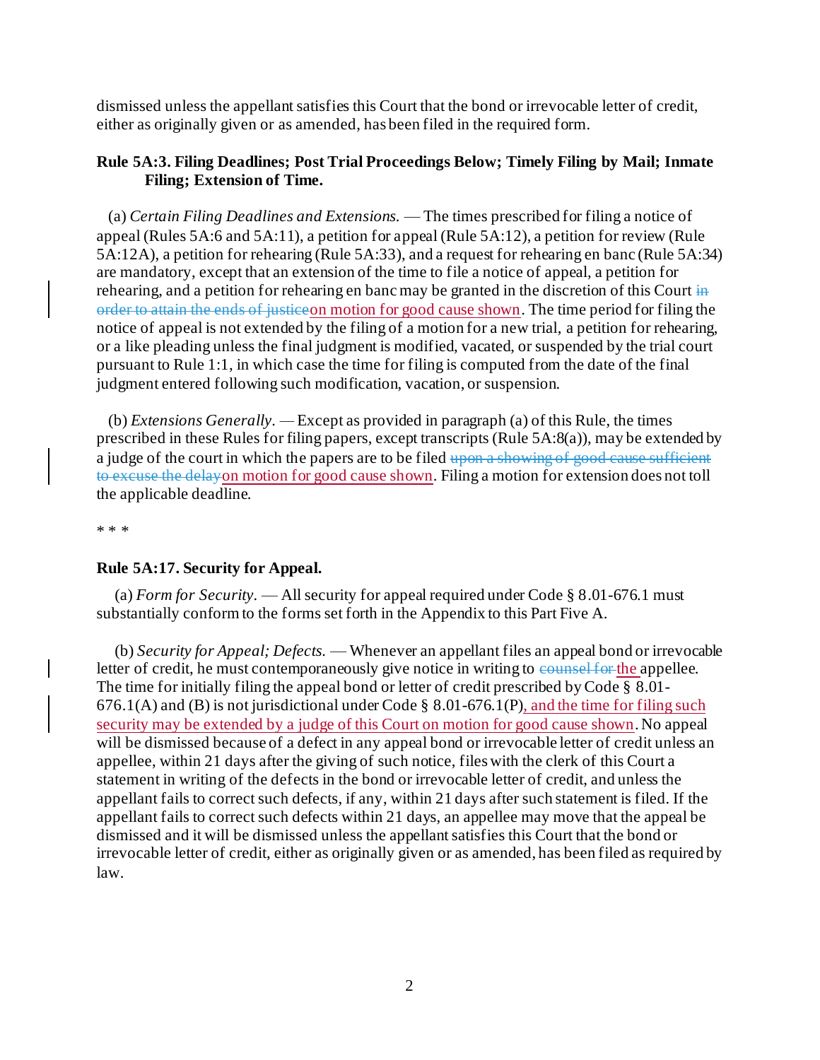dismissed unless the appellant satisfies this Court that the bond or irrevocable letter of credit, either as originally given or as amended, has been filed in the required form.

**Rule 5A:3. Filing Deadlines; Post Trial Proceedings Below; Timely Filing by Mail; Inmate Filing; Extension of Time.**

(a) *Certain Filing Deadlines and Extensions.* — The times prescribed for filing a notice of appeal (Rules 5A:6 and 5A:11), a petition for appeal (Rule 5A:12), a petition for review (Rule 5A:12A), a petition for rehearing (Rule 5A:33), and a request for rehearing en banc (Rule 5A:34) are mandatory, except that an extension of the time to file a notice of appeal, a petition for rehearing, and a petition for rehearing en banc may be granted in the discretion of this Court ~~in order to attain the ends of justice~~on motion for good cause shown. The time period for filing the notice of appeal is not extended by the filing of a motion for a new trial, a petition for rehearing, or a like pleading unless the final judgment is modified, vacated, or suspended by the trial court pursuant to Rule 1:1, in which case the time for filing is computed from the date of the final judgment entered following such modification, vacation, or suspension.

(b) *Extensions Generally.* — Except as provided in paragraph (a) of this Rule, the times prescribed in these Rules for filing papers, except transcripts (Rule 5A:8(a)), may be extended by a judge of the court in which the papers are to be filed ~~upon a showing of good cause sufficient to excuse the delay~~on motion for good cause shown. Filing a motion for extension does not toll the applicable deadline.

\* \* \*

**Rule 5A:17. Security for Appeal.**

(a) *Form for Security.* — All security for appeal required under Code § 8.01-676.1 must substantially conform to the forms set forth in the Appendix to this Part Five A.

(b) *Security for Appeal; Defects.* — Whenever an appellant files an appeal bond or irrevocable letter of credit, he must contemporaneously give notice in writing to ~~counsel for~~ the appellee. The time for initially filing the appeal bond or letter of credit prescribed by Code § 8.01-676.1(A) and (B) is not jurisdictional under Code § 8.01-676.1(P), and the time for filing such security may be extended by a judge of this Court on motion for good cause shown. No appeal will be dismissed because of a defect in any appeal bond or irrevocable letter of credit unless an appellee, within 21 days after the giving of such notice, files with the clerk of this Court a statement in writing of the defects in the bond or irrevocable letter of credit, and unless the appellant fails to correct such defects, if any, within 21 days after such statement is filed. If the appellant fails to correct such defects within 21 days, an appellee may move that the appeal be dismissed and it will be dismissed unless the appellant satisfies this Court that the bond or irrevocable letter of credit, either as originally given or as amended, has been filed as required by law.